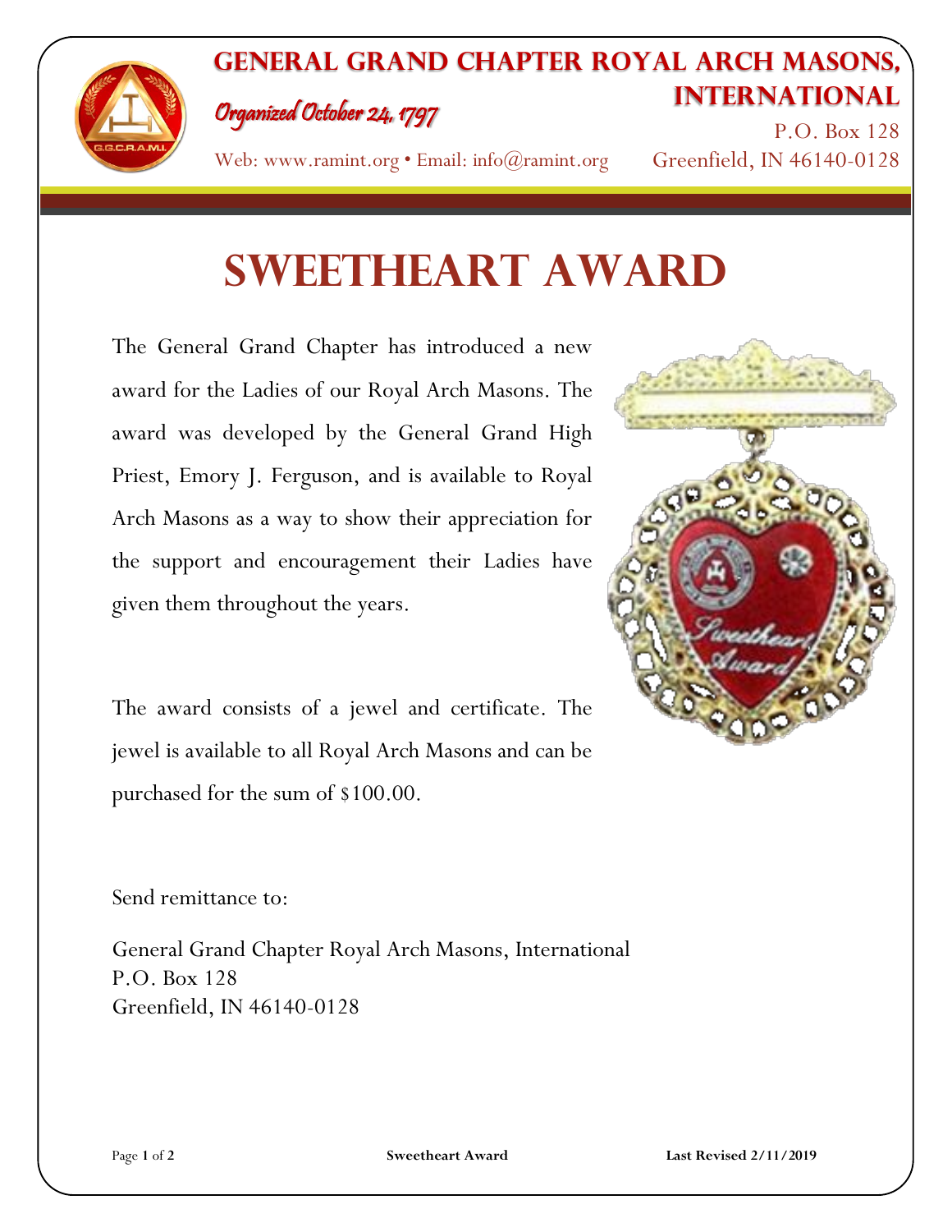# General Grand Chapter Royal Arch Masons, International

*Organized October 24, 1797*

Web: www.ramint.org • Email: info@ramint.org

P.O. Box 128
Greenfield, IN 46140-0128

# SWEETHEART AWARD

The General Grand Chapter has introduced a new award for the Ladies of our Royal Arch Masons. The award was developed by the General Grand High Priest, Emory J. Ferguson, and is available to Royal Arch Masons as a way to show their appreciation for the support and encouragement their Ladies have given them throughout the years.

The award consists of a jewel and certificate. The jewel is available to all Royal Arch Masons and can be purchased for the sum of $100.00.

Send remittance to:

General Grand Chapter Royal Arch Masons, International
P.O. Box 128
Greenfield, IN 46140-0128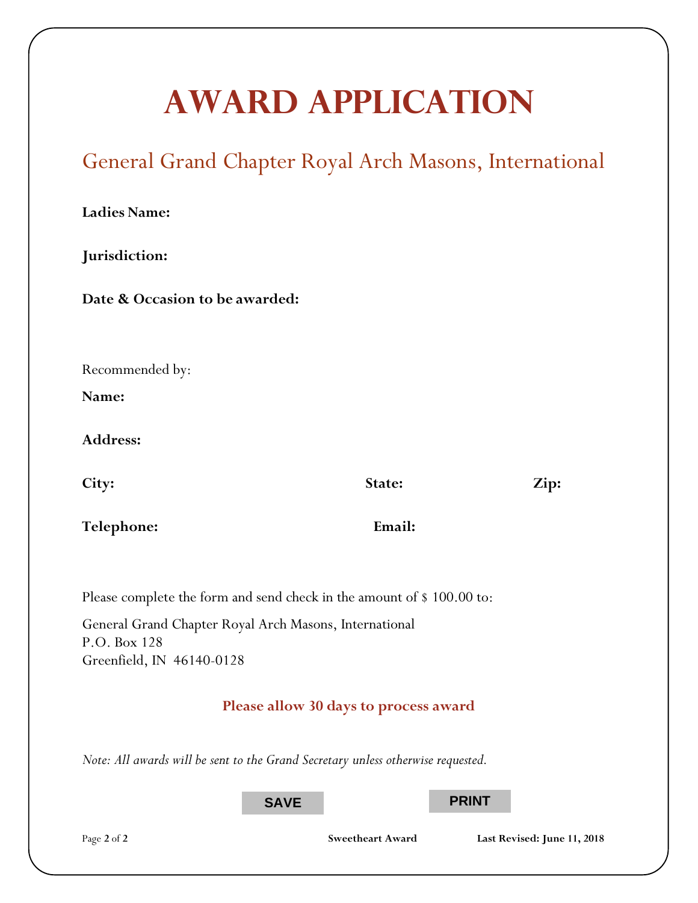# AWARD APPLICATION

## General Grand Chapter Royal Arch Masons, International

**Ladies Name:**

**Jurisdiction:**

**Date & Occasion to be awarded:**

Recommended by:

**Name:**

**Address:**

**City:** **State:** **Zip:**

**Telephone:** **Email:**

Please complete the form and send check in the amount of $ 100.00 to:

General Grand Chapter Royal Arch Masons, International
P.O. Box 128
Greenfield, IN 46140-0128

**Please allow 30 days to process award**

*Note: All awards will be sent to the Grand Secretary unless otherwise requested.*

SAVE PRINT

**Sweetheart Award** **Last Revised: June 11, 2018**